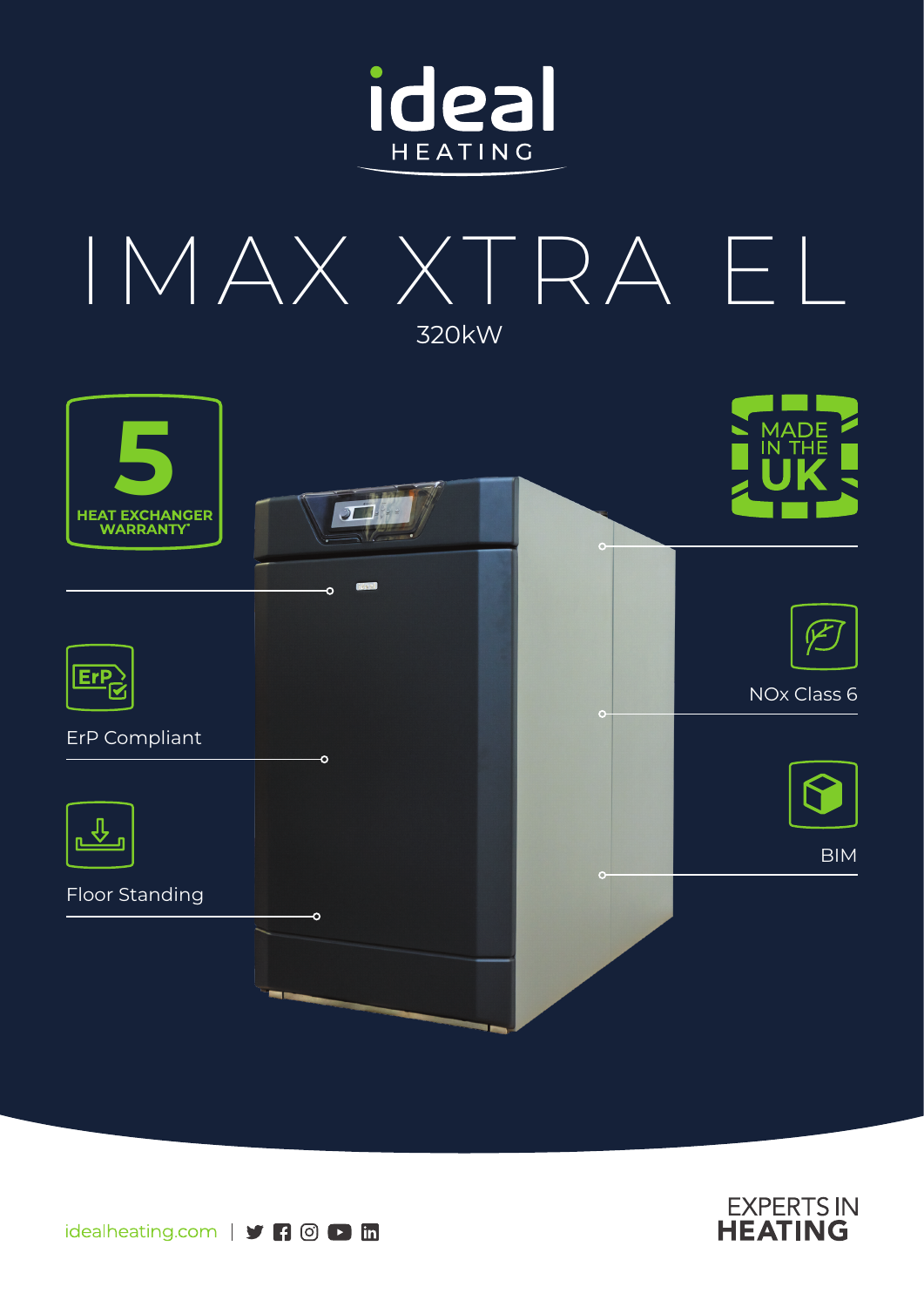# ideal HEATING

# IMAX XTRA EL

320kW

**5 HEAT EXCHANGER WARRANTY***

MADE IN THE UK

ErP Compliant

NOx Class 6

BIM

Floor Standing

idealheating.com

EXPERTS IN **HEATING**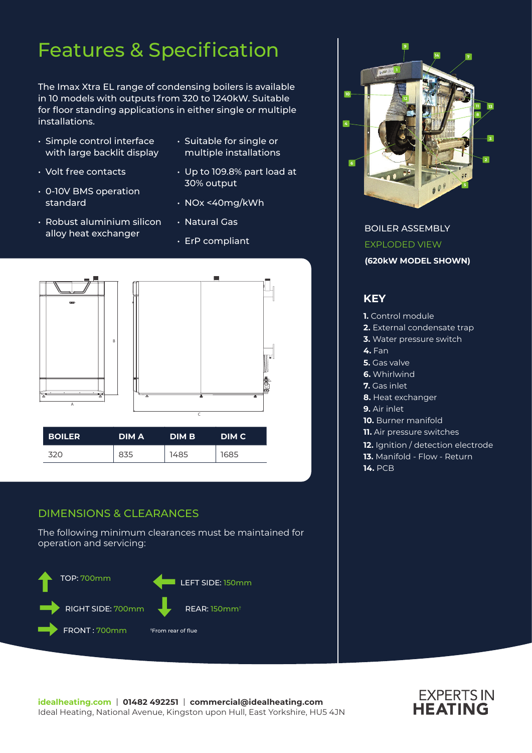# Features & Specification

The Imax Xtra EL range of condensing boilers is available in 10 models with outputs from 320 to 1240kW. Suitable for floor standing applications in either single or multiple installations.

- Simple control interface with large backlit display
- Volt free contacts
- 0-10V BMS operation standard
- Robust aluminium silicon alloy heat exchanger
- Suitable for single or multiple installations
- Up to 109.8% part load at 30% output
- NOx <40mg/kWh
- Natural Gas
- ErP compliant

| BOILER | DIM A | DIM B | DIM C |
|---|---|---|---|
| 320 | 835 | 1485 | 1685 |

## DIMENSIONS & CLEARANCES

The following minimum clearances must be maintained for operation and servicing:

- TOP: 700mm
- LEFT SIDE: 150mm
- RIGHT SIDE: 700mm
- REAR: 150mm†
- FRONT : 700mm

†From rear of flue

BOILER ASSEMBLY
EXPLODED VIEW
**(620kW MODEL SHOWN)**

## KEY

**1.** Control module
**2.** External condensate trap
**3.** Water pressure switch
**4.** Fan
**5.** Gas valve
**6.** Whirlwind
**7.** Gas inlet
**8.** Heat exchanger
**9.** Air inlet
**10.** Burner manifold
**11.** Air pressure switches
**12.** Ignition / detection electrode
**13.** Manifold - Flow - Return
**14.** PCB

idealheating.com | **01482 492251** | **commercial@idealheating.com**
Ideal Heating, National Avenue, Kingston upon Hull, East Yorkshire, HU5 4JN

EXPERTS IN **HEATING**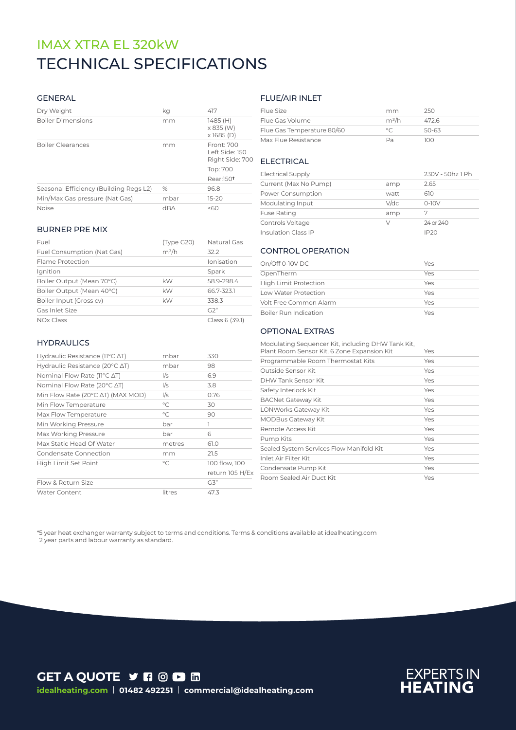# IMAX XTRA EL 320kW

# TECHNICAL SPECIFICATIONS

## GENERAL

| | | |
|---|---|---|
| Dry Weight | kg | 417 |
| Boiler Dimensions | mm | 1485 (H) x 835 (W) x 1685 (D) |
| Boiler Clearances | mm | Front: 700 Left Side: 150 Right Side: 700 Top: 700 Rear:150† |
| Seasonal Efficiency (Building Regs L2) | % | 96.8 |
| Min/Max Gas pressure (Nat Gas) | mbar | 15-20 |
| Noise | dBA | <60 |

## BURNER PRE MIX

| | | |
|---|---|---|
| Fuel | (Type G20) | Natural Gas |
| Fuel Consumption (Nat Gas) | $m^3/h$ | 32.2 |
| Flame Protection | | Ionisation |
| Ignition | | Spark |
| Boiler Output (Mean 70°C) | kW | 58.9-298.4 |
| Boiler Output (Mean 40°C) | kW | 66.7-323.1 |
| Boiler Input (Gross cv) | kW | 338.3 |
| Gas Inlet Size | | G2" |
| NOx Class | | Class 6 (39.1) |

## HYDRAULICS

| | | |
|---|---|---|
| Hydraulic Resistance (11°C ΔT) | mbar | 330 |
| Hydraulic Resistance (20°C ΔT) | mbar | 98 |
| Nominal Flow Rate (11°C ΔT) | l/s | 6.9 |
| Nominal Flow Rate (20°C ΔT) | l/s | 3.8 |
| Min Flow Rate (20°C ΔT) (MAX MOD) | l/s | 0.76 |
| Min Flow Temperature | °C | 30 |
| Max Flow Temperature | °C | 90 |
| Min Working Pressure | bar | 1 |
| Max Working Pressure | bar | 6 |
| Max Static Head Of Water | metres | 61.0 |
| Condensate Connection | mm | 21.5 |
| High Limit Set Point | °C | 100 flow, 100 return 105 H/Ex |
| Flow & Return Size | | G3" |
| Water Content | litres | 47.3 |

## FLUE/AIR INLET

| | | |
|---|---|---|
| Flue Size | mm | 250 |
| Flue Gas Volume | $m^3/h$ | 472.6 |
| Flue Gas Temperature 80/60 | °C | 50-63 |
| Max Flue Resistance | Pa | 100 |

## ELECTRICAL

| | | |
|---|---|---|
| Electrical Supply | | 230V - 50hz 1 Ph |
| Current (Max No Pump) | amp | 2.65 |
| Power Consumption | watt | 610 |
| Modulating Input | V/dc | 0-10V |
| Fuse Rating | amp | 7 |
| Controls Voltage | V | 24 or 240 |
| Insulation Class IP | | IP20 |

## CONTROL OPERATION

| | |
|---|---|
| On/Off 0-10V DC | Yes |
| OpenTherm | Yes |
| High Limit Protection | Yes |
| Low Water Protection | Yes |
| Volt Free Common Alarm | Yes |
| Boiler Run Indication | Yes |

## OPTIONAL EXTRAS

| | |
|---|---|
| Modulating Sequencer Kit, including DHW Tank Kit, Plant Room Sensor Kit, 6 Zone Expansion Kit | Yes |
| Programmable Room Thermostat Kits | Yes |
| Outside Sensor Kit | Yes |
| DHW Tank Sensor Kit | Yes |
| Safety Interlock Kit | Yes |
| BACNet Gateway Kit | Yes |
| LONWorks Gateway Kit | Yes |
| MODBus Gateway Kit | Yes |
| Remote Access Kit | Yes |
| Pump Kits | Yes |
| Sealed System Services Flow Manifold Kit | Yes |
| Inlet Air Filter Kit | Yes |
| Condensate Pump Kit | Yes |
| Room Sealed Air Duct Kit | Yes |

*5 year heat exchanger warranty subject to terms and conditions. Terms & conditions available at idealheating.com
2 year parts and labour warranty as standard.

**GET A QUOTE**

**idealheating.com** | **01482 492251** | **commercial@idealheating.com**

EXPERTS IN **HEATING**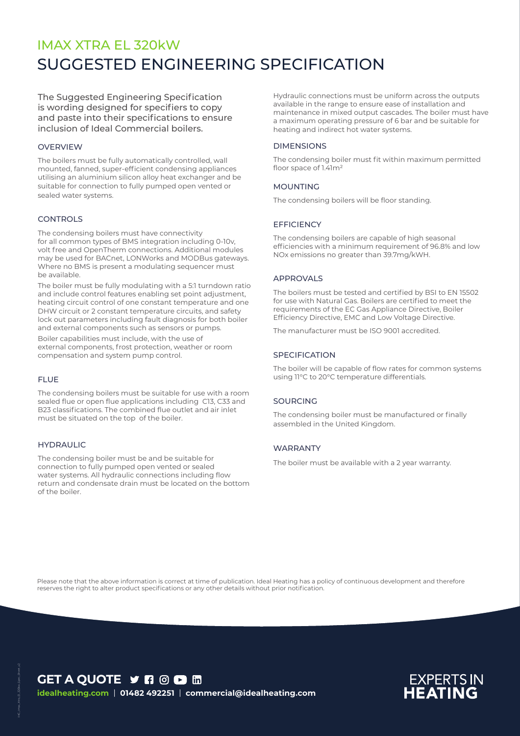# IMAX XTRA EL 320kW

# SUGGESTED ENGINEERING SPECIFICATION

The Suggested Engineering Specification is wording designed for specifiers to copy and paste into their specifications to ensure inclusion of Ideal Commercial boilers.

## OVERVIEW

The boilers must be fully automatically controlled, wall mounted, fanned, super-efficient condensing appliances utilising an aluminium silicon alloy heat exchanger and be suitable for connection to fully pumped open vented or sealed water systems.

## CONTROLS

The condensing boilers must have connectivity for all common types of BMS integration including 0-10v, volt free and OpenTherm connections. Additional modules may be used for BACnet, LONWorks and MODBus gateways. Where no BMS is present a modulating sequencer must be available.

The boiler must be fully modulating with a 5:1 turndown ratio and include control features enabling set point adjustment, heating circuit control of one constant temperature and one DHW circuit or 2 constant temperature circuits, and safety lock out parameters including fault diagnosis for both boiler and external components such as sensors or pumps.

Boiler capabilities must include, with the use of external components, frost protection, weather or room compensation and system pump control.

## FLUE

The condensing boilers must be suitable for use with a room sealed flue or open flue applications including C13, C33 and B23 classifications. The combined flue outlet and air inlet must be situated on the top of the boiler.

## HYDRAULIC

The condensing boiler must be and be suitable for connection to fully pumped open vented or sealed water systems. All hydraulic connections including flow return and condensate drain must be located on the bottom of the boiler.

Hydraulic connections must be uniform across the outputs available in the range to ensure ease of installation and maintenance in mixed output cascades. The boiler must have a maximum operating pressure of 6 bar and be suitable for heating and indirect hot water systems.

## DIMENSIONS

The condensing boiler must fit within maximum permitted floor space of 1.41m²

## MOUNTING

The condensing boilers will be floor standing.

## EFFICIENCY

The condensing boilers are capable of high seasonal efficiencies with a minimum requirement of 96.8% and low NOx emissions no greater than 39.7mg/kWH.

## APPROVALS

The boilers must be tested and certified by BSI to EN 15502 for use with Natural Gas. Boilers are certified to meet the requirements of the EC Gas Appliance Directive, Boiler Efficiency Directive, EMC and Low Voltage Directive.

The manufacturer must be ISO 9001 accredited.

## SPECIFICATION

The boiler will be capable of flow rates for common systems using 11°C to 20°C temperature differentials.

## SOURCING

The condensing boiler must be manufactured or finally assembled in the United Kingdom.

## WARRANTY

The boiler must be available with a 2 year warranty.

Please note that the above information is correct at time of publication. Ideal Heating has a policy of continuous development and therefore reserves the right to alter product specifications or any other details without prior notification.

**GET A QUOTE**

**idealheating.com** | **01482 492251** | **commercial@idealheating.com**

**EXPERTS IN HEATING**